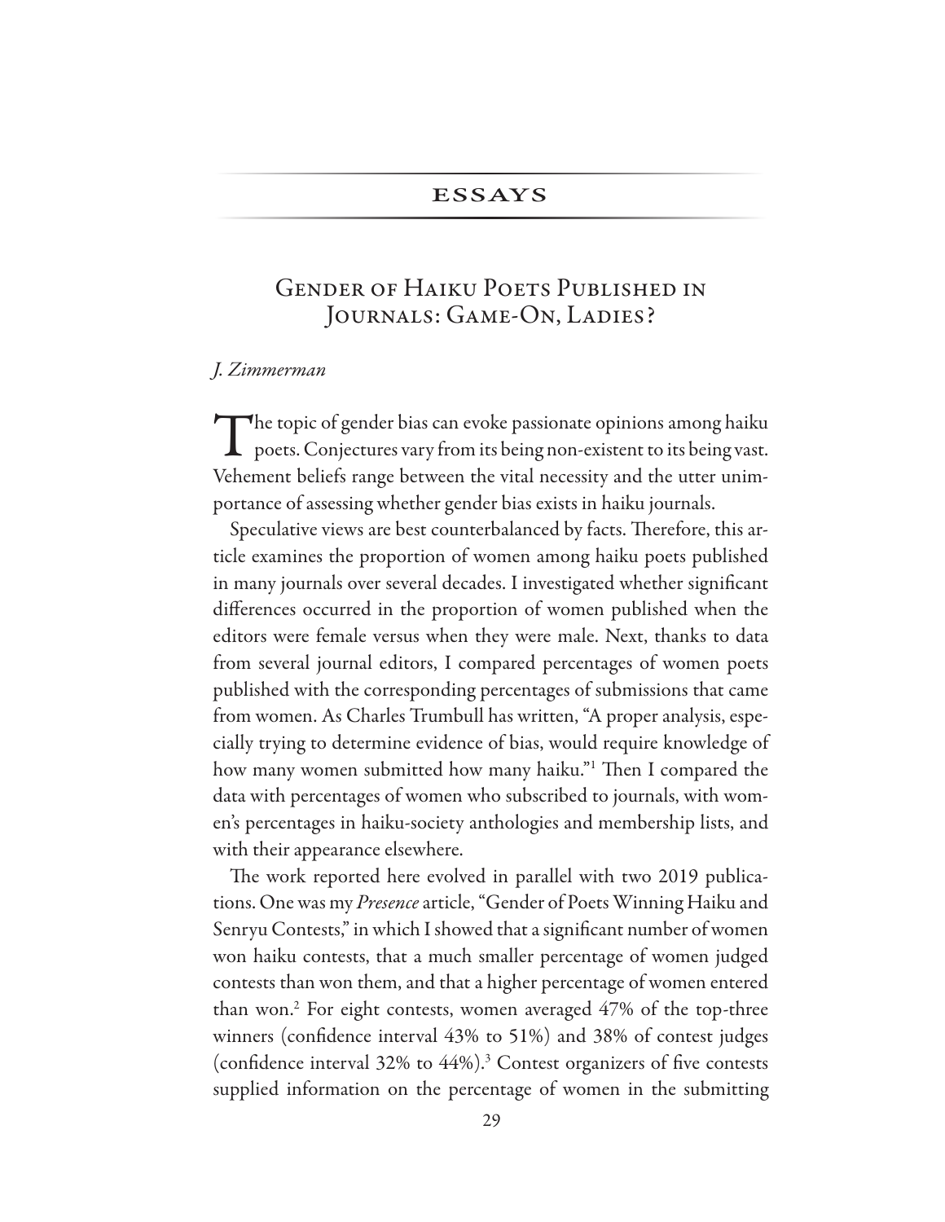## ESSAYS

# Gender of Haiku Poets Published in Journals: Game-On, Ladies?

*J. Zimmerman*

The topic of gender bias can evoke passionate opinions among haiku poets. Conjectures vary from its being non-existent to its being vast. Vehement beliefs range between the vital necessity and the utter unimportance of assessing whether gender bias exists in haiku journals.

Speculative views are best counterbalanced by facts. Therefore, this article examines the proportion of women among haiku poets published in many journals over several decades. I investigated whether significant differences occurred in the proportion of women published when the editors were female versus when they were male. Next, thanks to data from several journal editors, I compared percentages of women poets published with the corresponding percentages of submissions that came from women. As Charles Trumbull has written, "A proper analysis, especially trying to determine evidence of bias, would require knowledge of how many women submitted how many haiku."[1] Then I compared the data with percentages of women who subscribed to journals, with women's percentages in haiku-society anthologies and membership lists, and with their appearance elsewhere.

The work reported here evolved in parallel with two 2019 publications. One was my *Presence* article, "Gender of Poets Winning Haiku and Senryu Contests," in which I showed that a significant number of women won haiku contests, that a much smaller percentage of women judged contests than won them, and that a higher percentage of women entered than won.[2] For eight contests, women averaged 47% of the top-three winners (confidence interval 43% to 51%) and 38% of contest judges (confidence interval 32% to 44%).[3] Contest organizers of five contests supplied information on the percentage of women in the submitting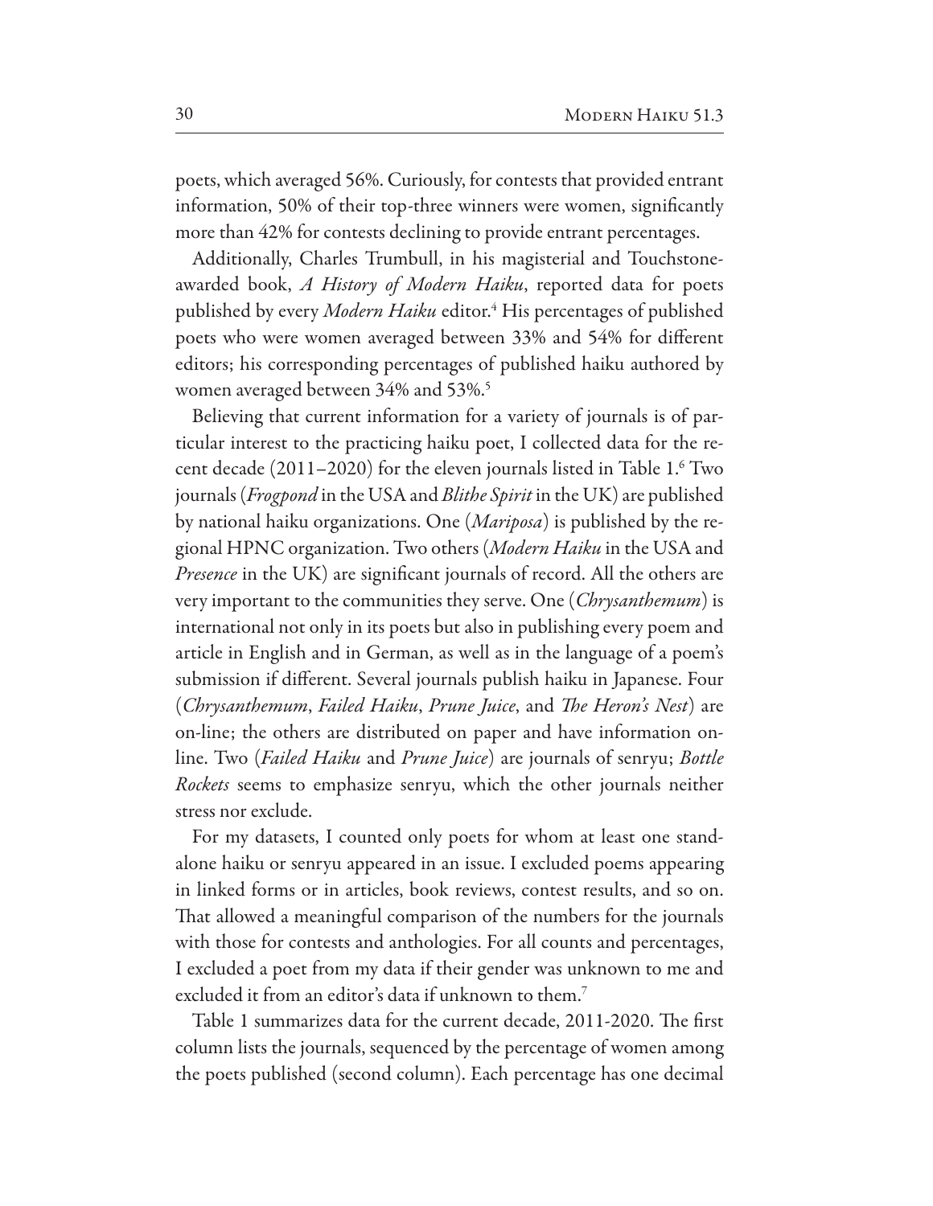poets, which averaged 56%. Curiously, for contests that provided entrant information, 50% of their top-three winners were women, significantly more than 42% for contests declining to provide entrant percentages.

Additionally, Charles Trumbull, in his magisterial and Touchstone-awarded book, *A History of Modern Haiku*, reported data for poets published by every *Modern Haiku* editor.[4] His percentages of published poets who were women averaged between 33% and 54% for different editors; his corresponding percentages of published haiku authored by women averaged between 34% and 53%.[5]

Believing that current information for a variety of journals is of particular interest to the practicing haiku poet, I collected data for the recent decade (2011–2020) for the eleven journals listed in Table 1.[6] Two journals (*Frogpond* in the USA and *Blithe Spirit* in the UK) are published by national haiku organizations. One (*Mariposa*) is published by the regional HPNC organization. Two others (*Modern Haiku* in the USA and *Presence* in the UK) are significant journals of record. All the others are very important to the communities they serve. One (*Chrysanthemum*) is international not only in its poets but also in publishing every poem and article in English and in German, as well as in the language of a poem's submission if different. Several journals publish haiku in Japanese. Four (*Chrysanthemum*, *Failed Haiku*, *Prune Juice*, and *The Heron's Nest*) are on-line; the others are distributed on paper and have information on-line. Two (*Failed Haiku* and *Prune Juice*) are journals of senryu; *Bottle Rockets* seems to emphasize senryu, which the other journals neither stress nor exclude.

For my datasets, I counted only poets for whom at least one stand-alone haiku or senryu appeared in an issue. I excluded poems appearing in linked forms or in articles, book reviews, contest results, and so on. That allowed a meaningful comparison of the numbers for the journals with those for contests and anthologies. For all counts and percentages, I excluded a poet from my data if their gender was unknown to me and excluded it from an editor's data if unknown to them.[7]

Table 1 summarizes data for the current decade, 2011-2020. The first column lists the journals, sequenced by the percentage of women among the poets published (second column). Each percentage has one decimal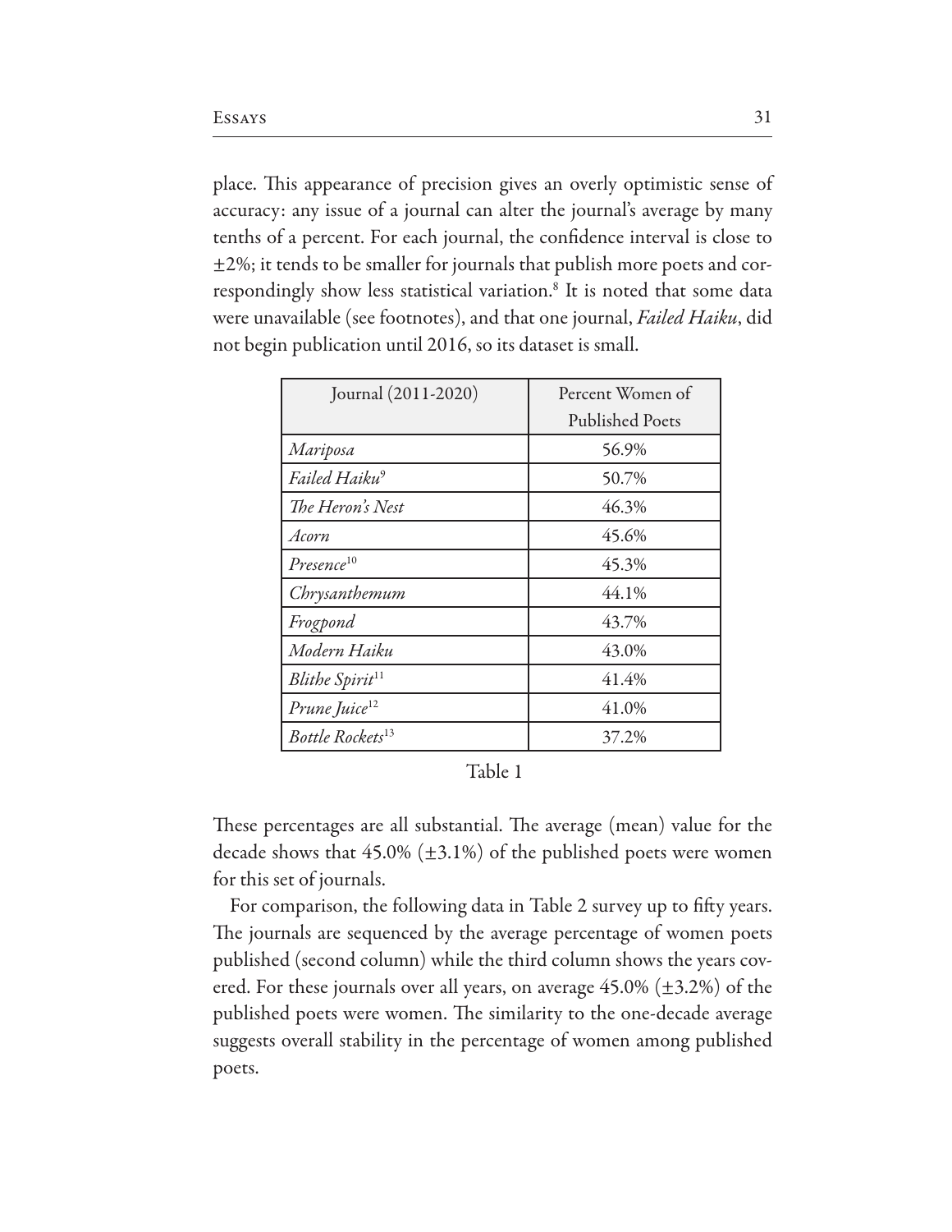place. This appearance of precision gives an overly optimistic sense of accuracy: any issue of a journal can alter the journal's average by many tenths of a percent. For each journal, the confidence interval is close to ±2%; it tends to be smaller for journals that publish more poets and correspondingly show less statistical variation.[8] It is noted that some data were unavailable (see footnotes), and that one journal, *Failed Haiku*, did not begin publication until 2016, so its dataset is small.

| Journal (2011-2020) | Percent Women of Published Poets |
|---|---|
| *Mariposa* | 56.9% |
| *Failed Haiku*[9] | 50.7% |
| *The Heron's Nest* | 46.3% |
| *Acorn* | 45.6% |
| *Presence*[10] | 45.3% |
| *Chrysanthemum* | 44.1% |
| *Frogpond* | 43.7% |
| *Modern Haiku* | 43.0% |
| *Blithe Spirit*[11] | 41.4% |
| *Prune Juice*[12] | 41.0% |
| *Bottle Rockets*[13] | 37.2% |

Table 1

These percentages are all substantial. The average (mean) value for the decade shows that 45.0% (±3.1%) of the published poets were women for this set of journals.

For comparison, the following data in Table 2 survey up to fifty years. The journals are sequenced by the average percentage of women poets published (second column) while the third column shows the years covered. For these journals over all years, on average 45.0% (±3.2%) of the published poets were women. The similarity to the one-decade average suggests overall stability in the percentage of women among published poets.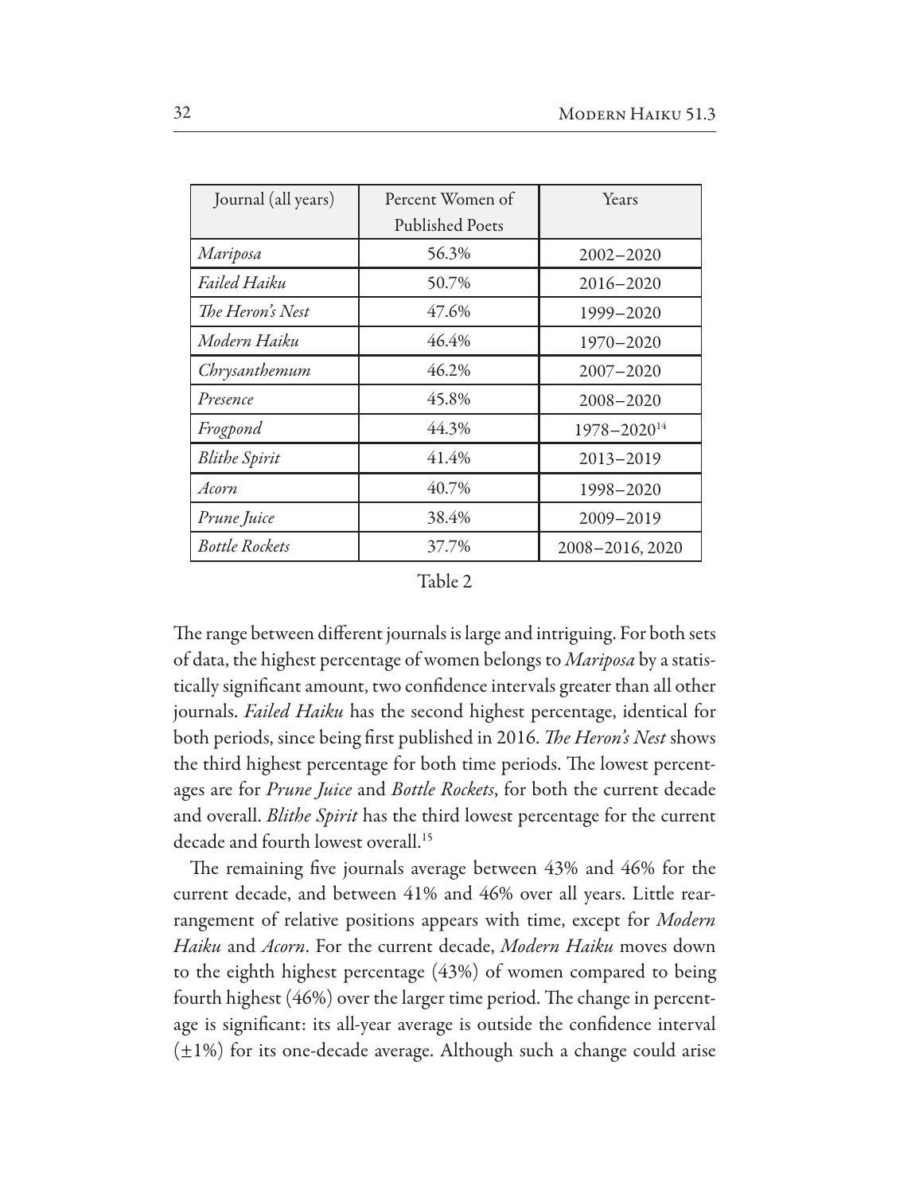| Journal (all years) | Percent Women of Published Poets | Years |
|---|---|---|
| *Mariposa* | 56.3% | 2002–2020 |
| *Failed Haiku* | 50.7% | 2016–2020 |
| *The Heron's Nest* | 47.6% | 1999–2020 |
| *Modern Haiku* | 46.4% | 1970–2020 |
| *Chrysanthemum* | 46.2% | 2007–2020 |
| *Presence* | 45.8% | 2008–2020 |
| *Frogpond* | 44.3% | 1978–2020[14] |
| *Blithe Spirit* | 41.4% | 2013–2019 |
| *Acorn* | 40.7% | 1998–2020 |
| *Prune Juice* | 38.4% | 2009–2019 |
| *Bottle Rockets* | 37.7% | 2008–2016, 2020 |

Table 2

The range between different journals is large and intriguing. For both sets of data, the highest percentage of women belongs to *Mariposa* by a statistically significant amount, two confidence intervals greater than all other journals. *Failed Haiku* has the second highest percentage, identical for both periods, since being first published in 2016. *The Heron's Nest* shows the third highest percentage for both time periods. The lowest percentages are for *Prune Juice* and *Bottle Rockets*, for both the current decade and overall. *Blithe Spirit* has the third lowest percentage for the current decade and fourth lowest overall.[15]

The remaining five journals average between 43% and 46% for the current decade, and between 41% and 46% over all years. Little rearrangement of relative positions appears with time, except for *Modern Haiku* and *Acorn*. For the current decade, *Modern Haiku* moves down to the eighth highest percentage (43%) of women compared to being fourth highest (46%) over the larger time period. The change in percentage is significant: its all-year average is outside the confidence interval (±1%) for its one-decade average. Although such a change could arise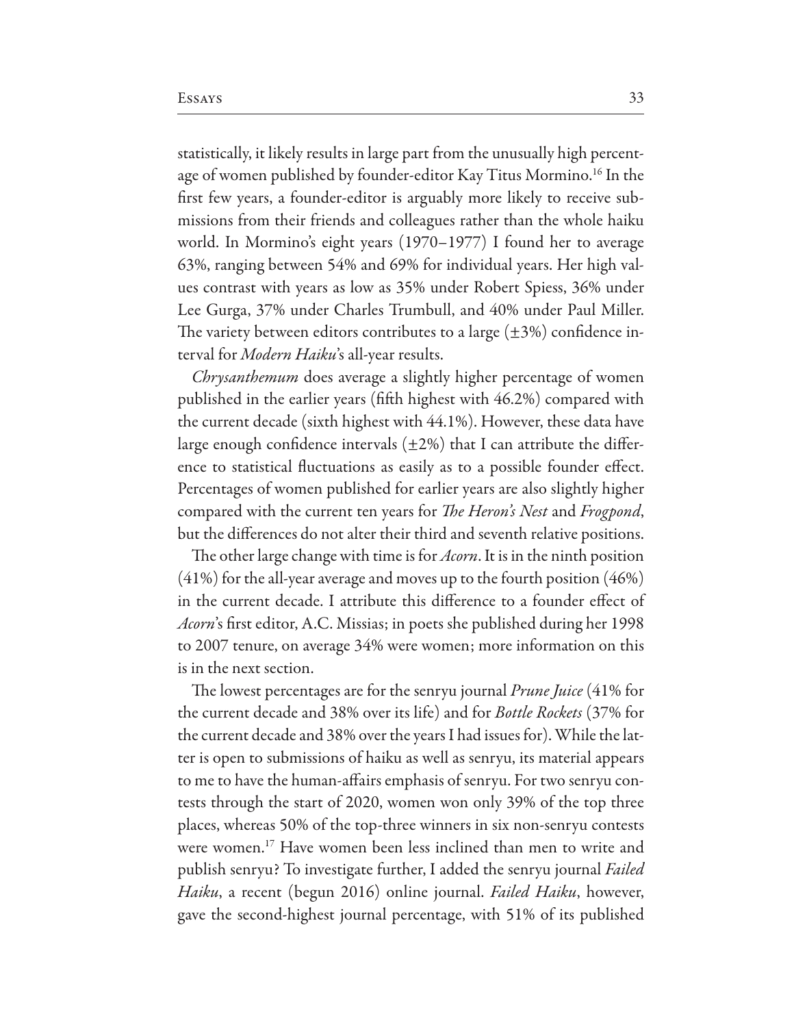statistically, it likely results in large part from the unusually high percentage of women published by founder-editor Kay Titus Mormino.[16] In the first few years, a founder-editor is arguably more likely to receive submissions from their friends and colleagues rather than the whole haiku world. In Mormino's eight years (1970–1977) I found her to average 63%, ranging between 54% and 69% for individual years. Her high values contrast with years as low as 35% under Robert Spiess, 36% under Lee Gurga, 37% under Charles Trumbull, and 40% under Paul Miller. The variety between editors contributes to a large (±3%) confidence interval for *Modern Haiku*'s all-year results.

*Chrysanthemum* does average a slightly higher percentage of women published in the earlier years (fifth highest with 46.2%) compared with the current decade (sixth highest with 44.1%). However, these data have large enough confidence intervals (±2%) that I can attribute the difference to statistical fluctuations as easily as to a possible founder effect. Percentages of women published for earlier years are also slightly higher compared with the current ten years for *The Heron's Nest* and *Frogpond*, but the differences do not alter their third and seventh relative positions.

The other large change with time is for *Acorn*. It is in the ninth position (41%) for the all-year average and moves up to the fourth position (46%) in the current decade. I attribute this difference to a founder effect of *Acorn*'s first editor, A.C. Missias; in poets she published during her 1998 to 2007 tenure, on average 34% were women; more information on this is in the next section.

The lowest percentages are for the senryu journal *Prune Juice* (41% for the current decade and 38% over its life) and for *Bottle Rockets* (37% for the current decade and 38% over the years I had issues for). While the latter is open to submissions of haiku as well as senryu, its material appears to me to have the human-affairs emphasis of senryu. For two senryu contests through the start of 2020, women won only 39% of the top three places, whereas 50% of the top-three winners in six non-senryu contests were women.[17] Have women been less inclined than men to write and publish senryu? To investigate further, I added the senryu journal *Failed Haiku*, a recent (begun 2016) online journal. *Failed Haiku*, however, gave the second-highest journal percentage, with 51% of its published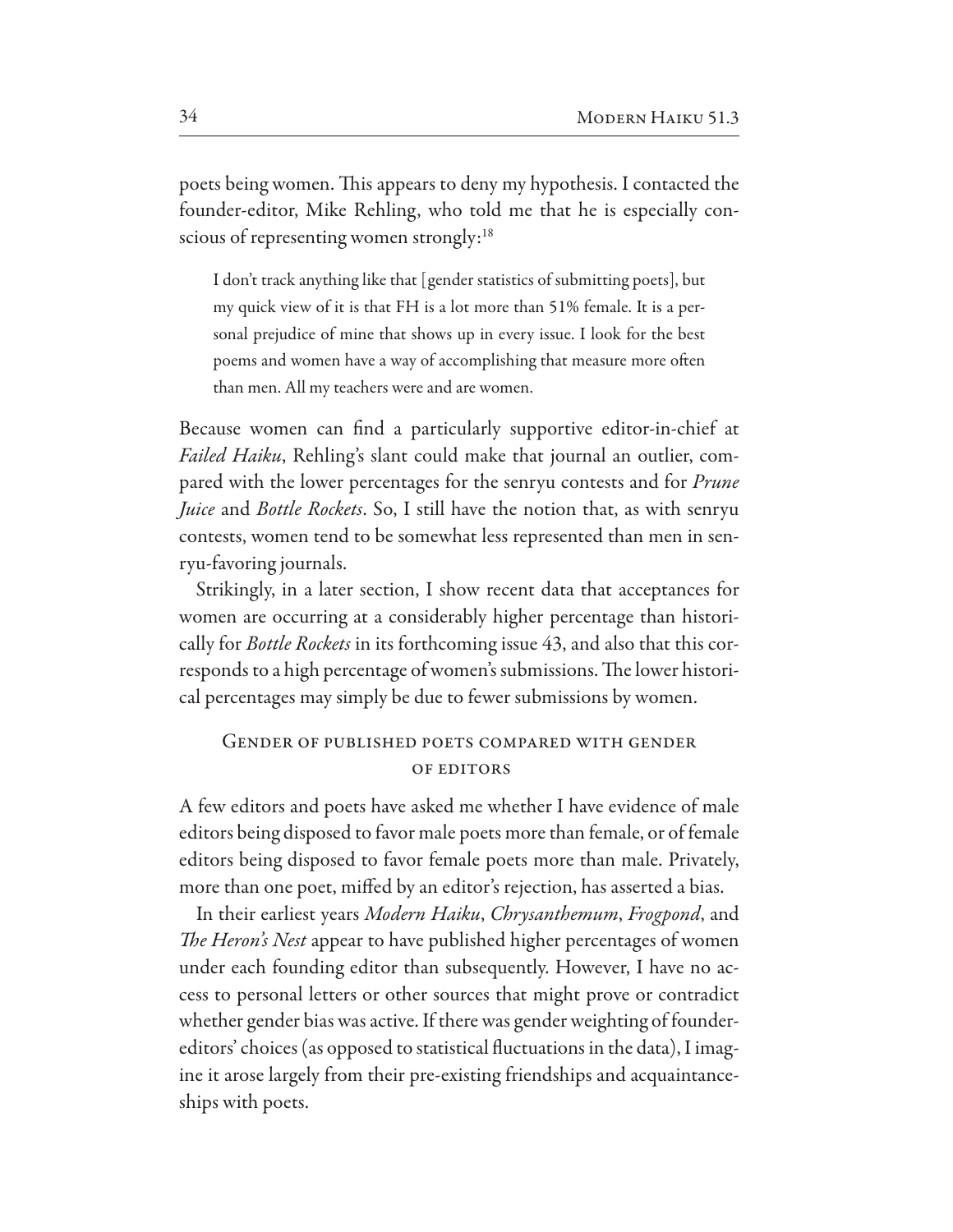poets being women. This appears to deny my hypothesis. I contacted the founder-editor, Mike Rehling, who told me that he is especially conscious of representing women strongly:[18]

> I don't track anything like that [gender statistics of submitting poets], but my quick view of it is that FH is a lot more than 51% female. It is a personal prejudice of mine that shows up in every issue. I look for the best poems and women have a way of accomplishing that measure more often than men. All my teachers were and are women.

Because women can find a particularly supportive editor-in-chief at *Failed Haiku*, Rehling's slant could make that journal an outlier, compared with the lower percentages for the senryu contests and for *Prune Juice* and *Bottle Rockets*. So, I still have the notion that, as with senryu contests, women tend to be somewhat less represented than men in senryu-favoring journals.

Strikingly, in a later section, I show recent data that acceptances for women are occurring at a considerably higher percentage than historically for *Bottle Rockets* in its forthcoming issue 43, and also that this corresponds to a high percentage of women's submissions. The lower historical percentages may simply be due to fewer submissions by women.

## Gender of published poets compared with gender of editors

A few editors and poets have asked me whether I have evidence of male editors being disposed to favor male poets more than female, or of female editors being disposed to favor female poets more than male. Privately, more than one poet, miffed by an editor's rejection, has asserted a bias.

In their earliest years *Modern Haiku*, *Chrysanthemum*, *Frogpond*, and *The Heron's Nest* appear to have published higher percentages of women under each founding editor than subsequently. However, I have no access to personal letters or other sources that might prove or contradict whether gender bias was active. If there was gender weighting of founder-editors' choices (as opposed to statistical fluctuations in the data), I imagine it arose largely from their pre-existing friendships and acquaintanceships with poets.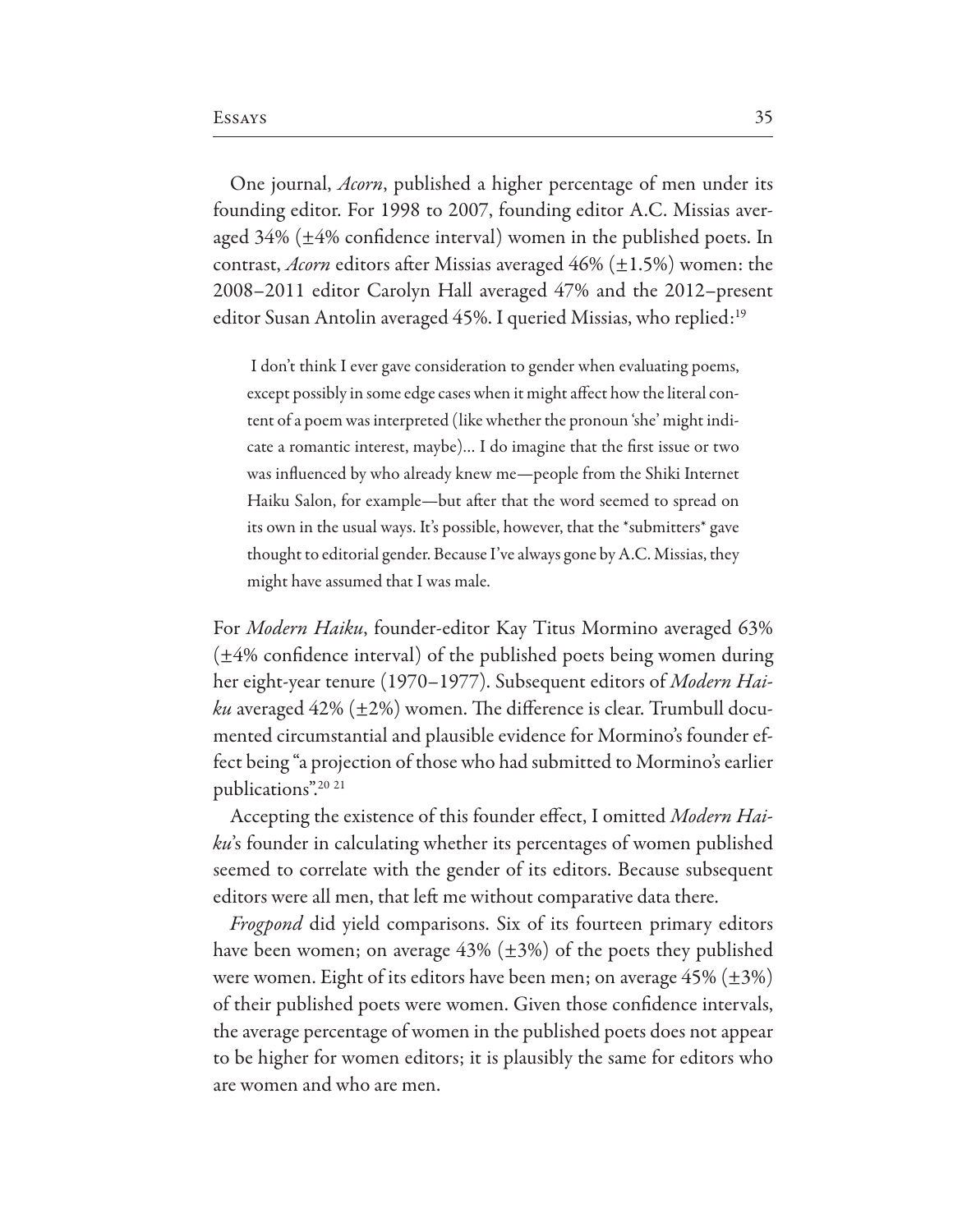One journal, *Acorn*, published a higher percentage of men under its founding editor. For 1998 to 2007, founding editor A.C. Missias averaged 34% (±4% confidence interval) women in the published poets. In contrast, *Acorn* editors after Missias averaged 46% (±1.5%) women: the 2008–2011 editor Carolyn Hall averaged 47% and the 2012–present editor Susan Antolin averaged 45%. I queried Missias, who replied:[19]

> I don't think I ever gave consideration to gender when evaluating poems, except possibly in some edge cases when it might affect how the literal content of a poem was interpreted (like whether the pronoun 'she' might indicate a romantic interest, maybe)… I do imagine that the first issue or two was influenced by who already knew me—people from the Shiki Internet Haiku Salon, for example—but after that the word seemed to spread on its own in the usual ways. It's possible, however, that the *submitters* gave thought to editorial gender. Because I've always gone by A.C. Missias, they might have assumed that I was male.

For *Modern Haiku*, founder-editor Kay Titus Mormino averaged 63% (±4% confidence interval) of the published poets being women during her eight-year tenure (1970–1977). Subsequent editors of *Modern Haiku* averaged 42% (±2%) women. The difference is clear. Trumbull documented circumstantial and plausible evidence for Mormino's founder effect being "a projection of those who had submitted to Mormino's earlier publications".[20] [21]

Accepting the existence of this founder effect, I omitted *Modern Haiku*'s founder in calculating whether its percentages of women published seemed to correlate with the gender of its editors. Because subsequent editors were all men, that left me without comparative data there.

*Frogpond* did yield comparisons. Six of its fourteen primary editors have been women; on average 43% (±3%) of the poets they published were women. Eight of its editors have been men; on average 45% (±3%) of their published poets were women. Given those confidence intervals, the average percentage of women in the published poets does not appear to be higher for women editors; it is plausibly the same for editors who are women and who are men.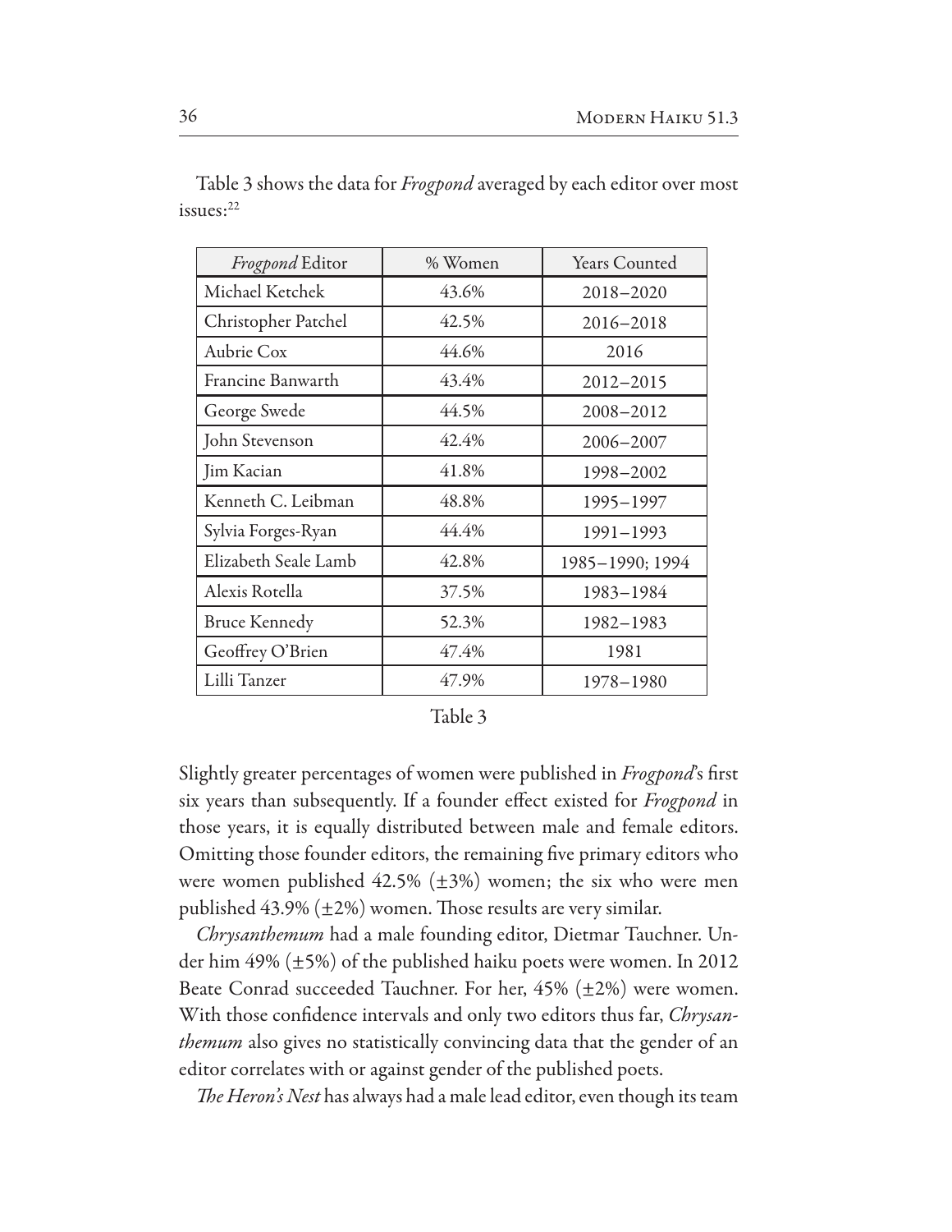Table 3 shows the data for *Frogpond* averaged by each editor over most issues:[22]

| *Frogpond* Editor | % Women | Years Counted |
|---|---|---|
| Michael Ketchek | 43.6% | 2018–2020 |
| Christopher Patchel | 42.5% | 2016–2018 |
| Aubrie Cox | 44.6% | 2016 |
| Francine Banwarth | 43.4% | 2012–2015 |
| George Swede | 44.5% | 2008–2012 |
| John Stevenson | 42.4% | 2006–2007 |
| Jim Kacian | 41.8% | 1998–2002 |
| Kenneth C. Leibman | 48.8% | 1995–1997 |
| Sylvia Forges-Ryan | 44.4% | 1991–1993 |
| Elizabeth Seale Lamb | 42.8% | 1985–1990; 1994 |
| Alexis Rotella | 37.5% | 1983–1984 |
| Bruce Kennedy | 52.3% | 1982–1983 |
| Geoffrey O'Brien | 47.4% | 1981 |
| Lilli Tanzer | 47.9% | 1978–1980 |

Table 3

Slightly greater percentages of women were published in *Frogpond*'s first six years than subsequently. If a founder effect existed for *Frogpond* in those years, it is equally distributed between male and female editors. Omitting those founder editors, the remaining five primary editors who were women published 42.5% (±3%) women; the six who were men published 43.9% (±2%) women. Those results are very similar.

*Chrysanthemum* had a male founding editor, Dietmar Tauchner. Under him 49% (±5%) of the published haiku poets were women. In 2012 Beate Conrad succeeded Tauchner. For her, 45% (±2%) were women. With those confidence intervals and only two editors thus far, *Chrysanthemum* also gives no statistically convincing data that the gender of an editor correlates with or against gender of the published poets.

*The Heron's Nest* has always had a male lead editor, even though its team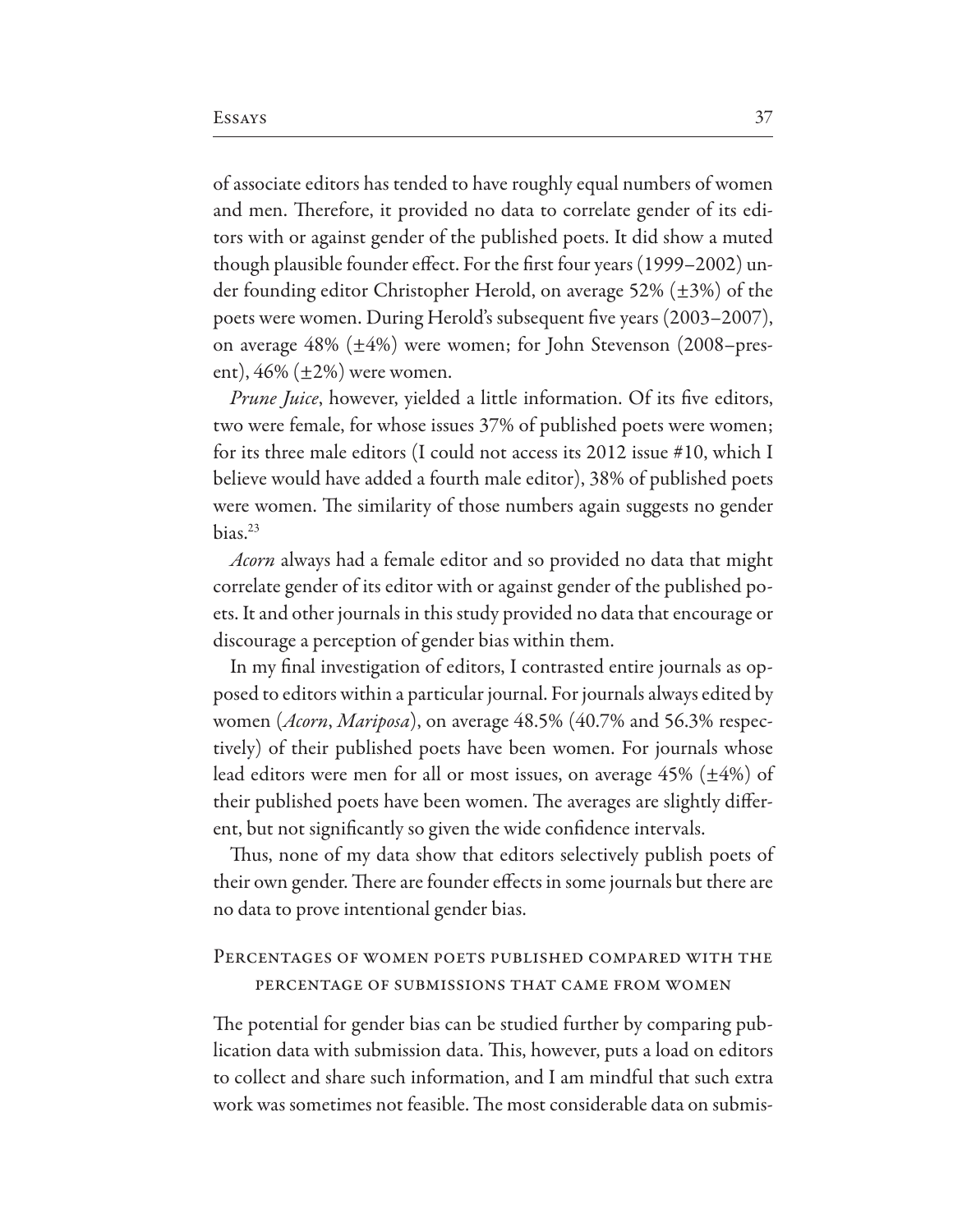of associate editors has tended to have roughly equal numbers of women and men. Therefore, it provided no data to correlate gender of its editors with or against gender of the published poets. It did show a muted though plausible founder effect. For the first four years (1999–2002) under founding editor Christopher Herold, on average 52% (±3%) of the poets were women. During Herold's subsequent five years (2003–2007), on average 48% (±4%) were women; for John Stevenson (2008–present), 46% (±2%) were women.

*Prune Juice*, however, yielded a little information. Of its five editors, two were female, for whose issues 37% of published poets were women; for its three male editors (I could not access its 2012 issue #10, which I believe would have added a fourth male editor), 38% of published poets were women. The similarity of those numbers again suggests no gender bias.[23]

*Acorn* always had a female editor and so provided no data that might correlate gender of its editor with or against gender of the published poets. It and other journals in this study provided no data that encourage or discourage a perception of gender bias within them.

In my final investigation of editors, I contrasted entire journals as opposed to editors within a particular journal. For journals always edited by women (*Acorn*, *Mariposa*), on average 48.5% (40.7% and 56.3% respectively) of their published poets have been women. For journals whose lead editors were men for all or most issues, on average 45% (±4%) of their published poets have been women. The averages are slightly different, but not significantly so given the wide confidence intervals.

Thus, none of my data show that editors selectively publish poets of their own gender. There are founder effects in some journals but there are no data to prove intentional gender bias.

## Percentages of women poets published compared with the percentage of submissions that came from women

The potential for gender bias can be studied further by comparing publication data with submission data. This, however, puts a load on editors to collect and share such information, and I am mindful that such extra work was sometimes not feasible. The most considerable data on submis-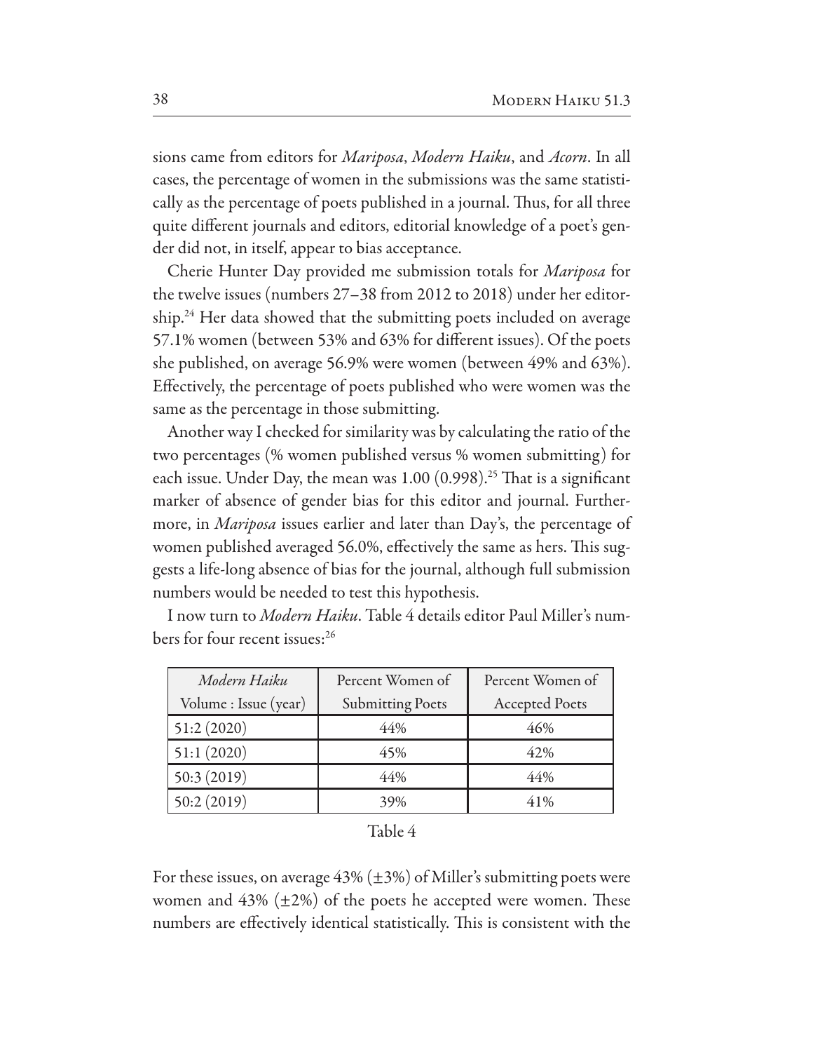sions came from editors for *Mariposa*, *Modern Haiku*, and *Acorn*. In all cases, the percentage of women in the submissions was the same statistically as the percentage of poets published in a journal. Thus, for all three quite different journals and editors, editorial knowledge of a poet's gender did not, in itself, appear to bias acceptance.

Cherie Hunter Day provided me submission totals for *Mariposa* for the twelve issues (numbers 27–38 from 2012 to 2018) under her editorship.[24] Her data showed that the submitting poets included on average 57.1% women (between 53% and 63% for different issues). Of the poets she published, on average 56.9% were women (between 49% and 63%). Effectively, the percentage of poets published who were women was the same as the percentage in those submitting.

Another way I checked for similarity was by calculating the ratio of the two percentages (% women published versus % women submitting) for each issue. Under Day, the mean was 1.00 (0.998).[25] That is a significant marker of absence of gender bias for this editor and journal. Furthermore, in *Mariposa* issues earlier and later than Day's, the percentage of women published averaged 56.0%, effectively the same as hers. This suggests a life-long absence of bias for the journal, although full submission numbers would be needed to test this hypothesis.

I now turn to *Modern Haiku*. Table 4 details editor Paul Miller's numbers for four recent issues:[26]

| *Modern Haiku* Volume : Issue (year) | Percent Women of Submitting Poets | Percent Women of Accepted Poets |
|---|---|---|
| 51:2 (2020) | 44% | 46% |
| 51:1 (2020) | 45% | 42% |
| 50:3 (2019) | 44% | 44% |
| 50:2 (2019) | 39% | 41% |

Table 4

For these issues, on average 43% (±3%) of Miller's submitting poets were women and 43% (±2%) of the poets he accepted were women. These numbers are effectively identical statistically. This is consistent with the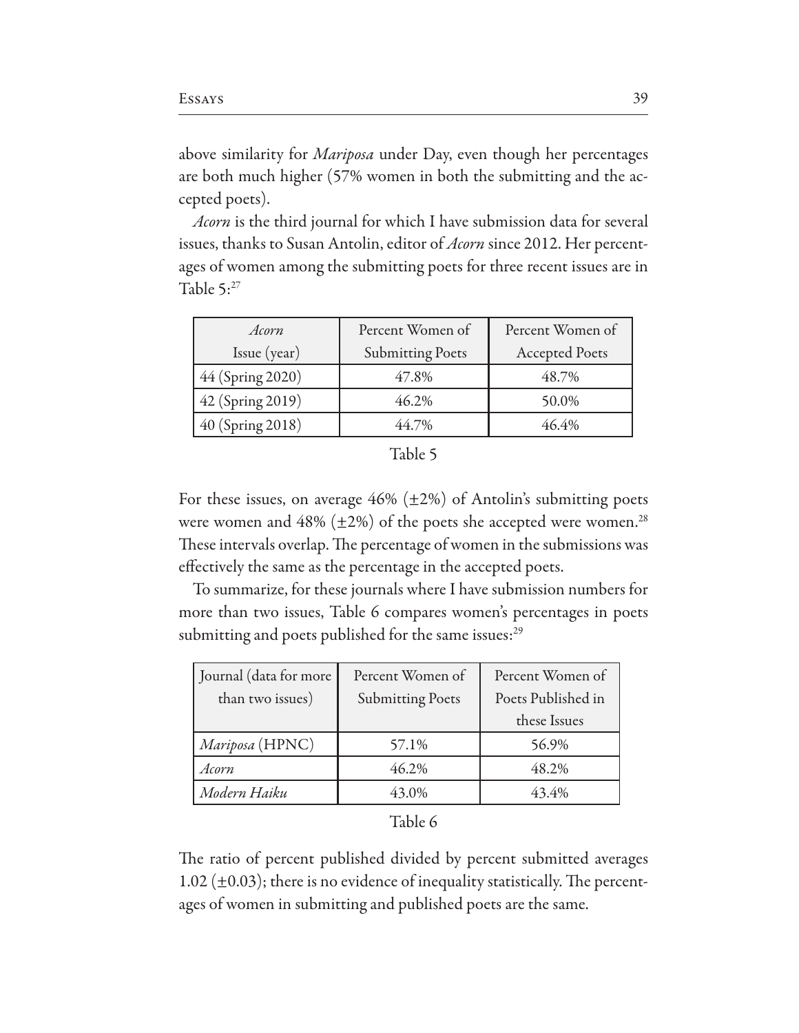above similarity for *Mariposa* under Day, even though her percentages are both much higher (57% women in both the submitting and the accepted poets).

*Acorn* is the third journal for which I have submission data for several issues, thanks to Susan Antolin, editor of *Acorn* since 2012. Her percentages of women among the submitting poets for three recent issues are in Table 5:[27]

| *Acorn* Issue (year) | Percent Women of Submitting Poets | Percent Women of Accepted Poets |
| --- | --- | --- |
| 44 (Spring 2020) | 47.8% | 48.7% |
| 42 (Spring 2019) | 46.2% | 50.0% |
| 40 (Spring 2018) | 44.7% | 46.4% |

Table 5

For these issues, on average 46% (±2%) of Antolin's submitting poets were women and 48% (±2%) of the poets she accepted were women.[28] These intervals overlap. The percentage of women in the submissions was effectively the same as the percentage in the accepted poets.

To summarize, for these journals where I have submission numbers for more than two issues, Table 6 compares women's percentages in poets submitting and poets published for the same issues:[29]

| Journal (data for more than two issues) | Percent Women of Submitting Poets | Percent Women of Poets Published in these Issues |
| --- | --- | --- |
| *Mariposa* (HPNC) | 57.1% | 56.9% |
| *Acorn* | 46.2% | 48.2% |
| *Modern Haiku* | 43.0% | 43.4% |

Table 6

The ratio of percent published divided by percent submitted averages 1.02 (±0.03); there is no evidence of inequality statistically. The percentages of women in submitting and published poets are the same.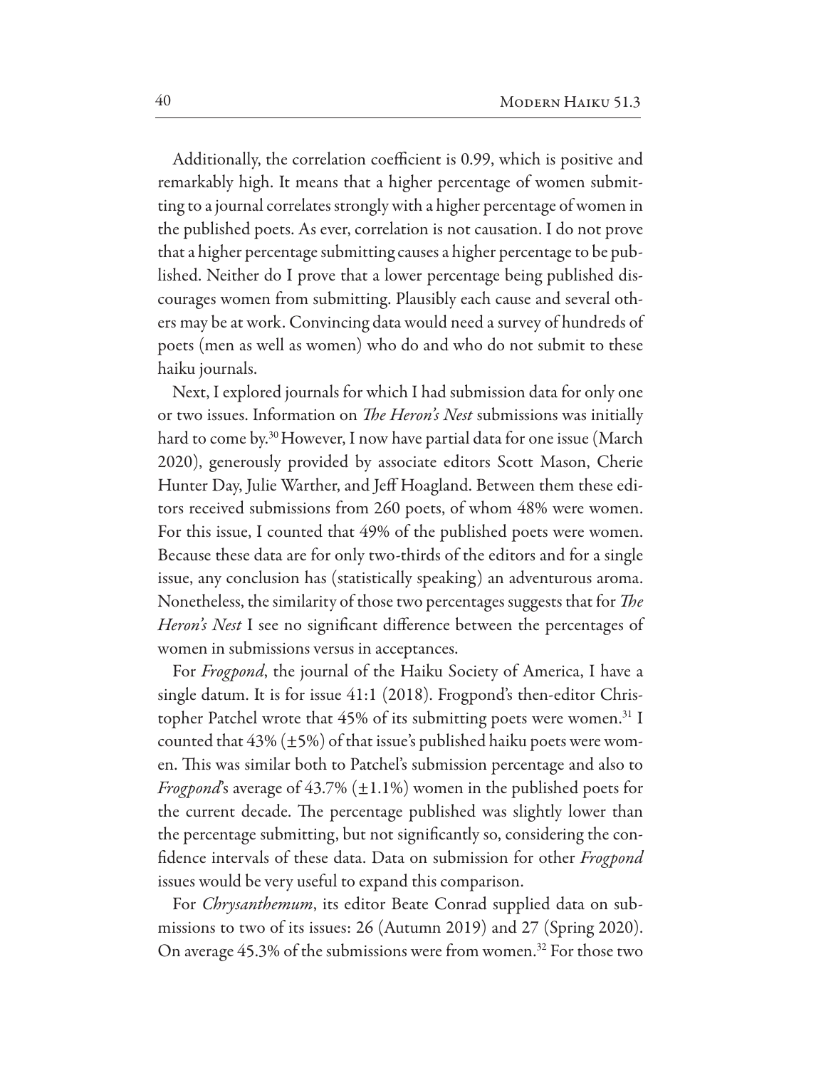Additionally, the correlation coefficient is 0.99, which is positive and remarkably high. It means that a higher percentage of women submitting to a journal correlates strongly with a higher percentage of women in the published poets. As ever, correlation is not causation. I do not prove that a higher percentage submitting causes a higher percentage to be published. Neither do I prove that a lower percentage being published discourages women from submitting. Plausibly each cause and several others may be at work. Convincing data would need a survey of hundreds of poets (men as well as women) who do and who do not submit to these haiku journals.

Next, I explored journals for which I had submission data for only one or two issues. Information on *The Heron's Nest* submissions was initially hard to come by.[30] However, I now have partial data for one issue (March 2020), generously provided by associate editors Scott Mason, Cherie Hunter Day, Julie Warther, and Jeff Hoagland. Between them these editors received submissions from 260 poets, of whom 48% were women. For this issue, I counted that 49% of the published poets were women. Because these data are for only two-thirds of the editors and for a single issue, any conclusion has (statistically speaking) an adventurous aroma. Nonetheless, the similarity of those two percentages suggests that for *The Heron's Nest* I see no significant difference between the percentages of women in submissions versus in acceptances.

For *Frogpond*, the journal of the Haiku Society of America, I have a single datum. It is for issue 41:1 (2018). Frogpond's then-editor Christopher Patchel wrote that 45% of its submitting poets were women.[31] I counted that 43% (±5%) of that issue's published haiku poets were women. This was similar both to Patchel's submission percentage and also to *Frogpond*'s average of 43.7% (±1.1%) women in the published poets for the current decade. The percentage published was slightly lower than the percentage submitting, but not significantly so, considering the confidence intervals of these data. Data on submission for other *Frogpond* issues would be very useful to expand this comparison.

For *Chrysanthemum*, its editor Beate Conrad supplied data on submissions to two of its issues: 26 (Autumn 2019) and 27 (Spring 2020). On average 45.3% of the submissions were from women.[32] For those two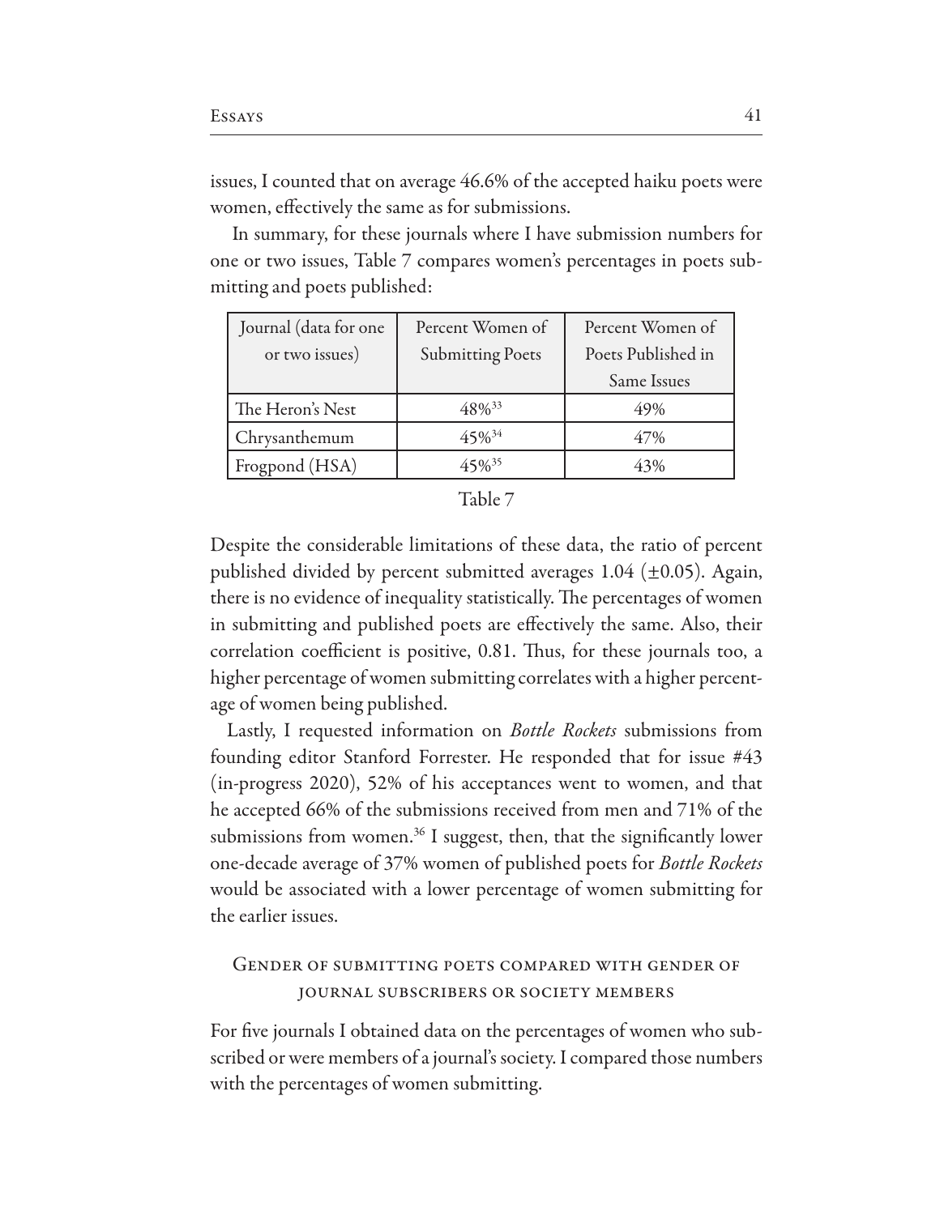issues, I counted that on average 46.6% of the accepted haiku poets were women, effectively the same as for submissions.

In summary, for these journals where I have submission numbers for one or two issues, Table 7 compares women's percentages in poets submitting and poets published:

| Journal (data for one or two issues) | Percent Women of Submitting Poets | Percent Women of Poets Published in Same Issues |
|---|---|---|
| The Heron's Nest | 48%[33] | 49% |
| Chrysanthemum | 45%[34] | 47% |
| Frogpond (HSA) | 45%[35] | 43% |

Table 7

Despite the considerable limitations of these data, the ratio of percent published divided by percent submitted averages 1.04 (±0.05). Again, there is no evidence of inequality statistically. The percentages of women in submitting and published poets are effectively the same. Also, their correlation coefficient is positive, 0.81. Thus, for these journals too, a higher percentage of women submitting correlates with a higher percentage of women being published.

Lastly, I requested information on *Bottle Rockets* submissions from founding editor Stanford Forrester. He responded that for issue #43 (in-progress 2020), 52% of his acceptances went to women, and that he accepted 66% of the submissions received from men and 71% of the submissions from women.[36] I suggest, then, that the significantly lower one-decade average of 37% women of published poets for *Bottle Rockets* would be associated with a lower percentage of women submitting for the earlier issues.

## Gender of submitting poets compared with gender of journal subscribers or society members

For five journals I obtained data on the percentages of women who subscribed or were members of a journal's society. I compared those numbers with the percentages of women submitting.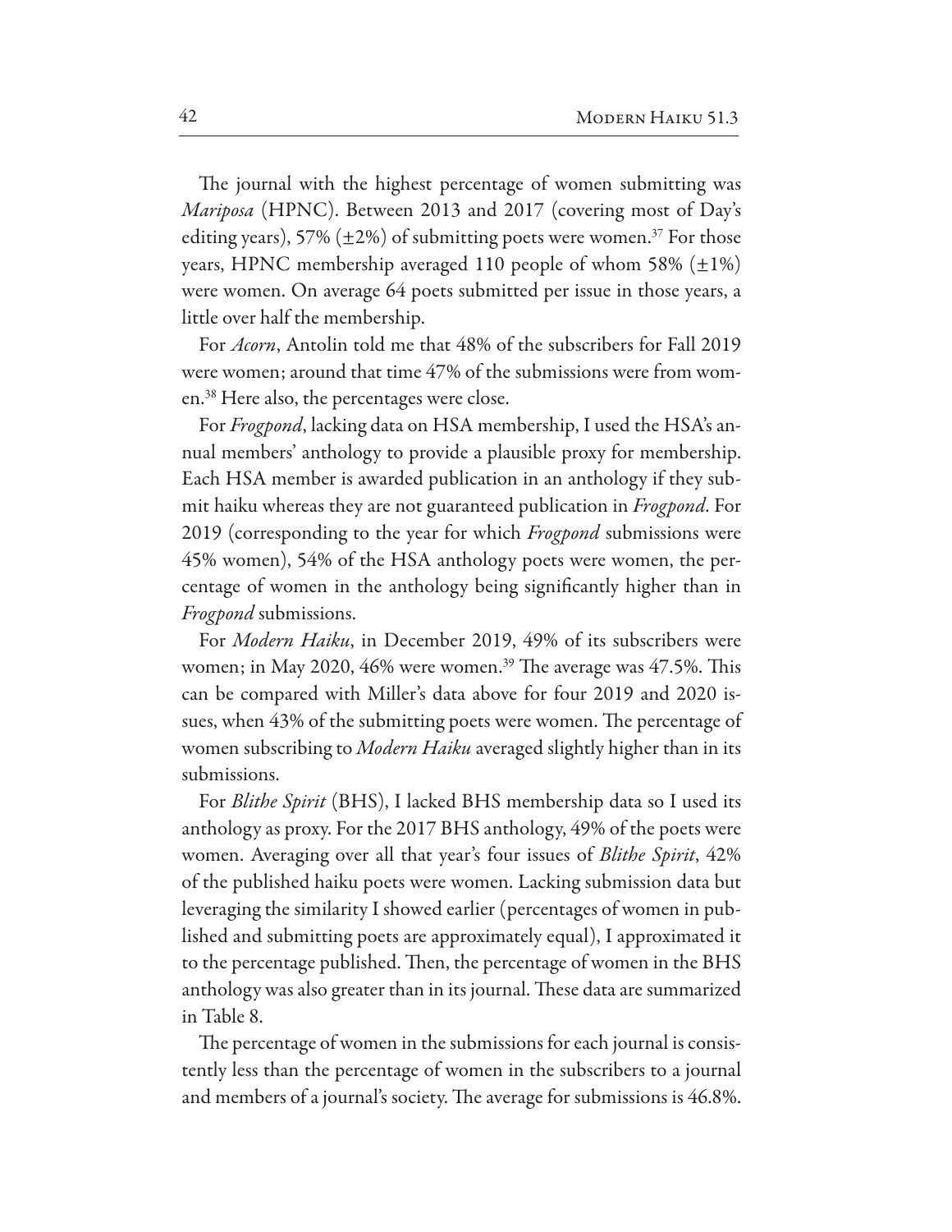The journal with the highest percentage of women submitting was *Mariposa* (HPNC). Between 2013 and 2017 (covering most of Day's editing years), 57% (±2%) of submitting poets were women.[37] For those years, HPNC membership averaged 110 people of whom 58% (±1%) were women. On average 64 poets submitted per issue in those years, a little over half the membership.

For *Acorn*, Antolin told me that 48% of the subscribers for Fall 2019 were women; around that time 47% of the submissions were from women.[38] Here also, the percentages were close.

For *Frogpond*, lacking data on HSA membership, I used the HSA's annual members' anthology to provide a plausible proxy for membership. Each HSA member is awarded publication in an anthology if they submit haiku whereas they are not guaranteed publication in *Frogpond*. For 2019 (corresponding to the year for which *Frogpond* submissions were 45% women), 54% of the HSA anthology poets were women, the percentage of women in the anthology being significantly higher than in *Frogpond* submissions.

For *Modern Haiku*, in December 2019, 49% of its subscribers were women; in May 2020, 46% were women.[39] The average was 47.5%. This can be compared with Miller's data above for four 2019 and 2020 issues, when 43% of the submitting poets were women. The percentage of women subscribing to *Modern Haiku* averaged slightly higher than in its submissions.

For *Blithe Spirit* (BHS), I lacked BHS membership data so I used its anthology as proxy. For the 2017 BHS anthology, 49% of the poets were women. Averaging over all that year's four issues of *Blithe Spirit*, 42% of the published haiku poets were women. Lacking submission data but leveraging the similarity I showed earlier (percentages of women in published and submitting poets are approximately equal), I approximated it to the percentage published. Then, the percentage of women in the BHS anthology was also greater than in its journal. These data are summarized in Table 8.

The percentage of women in the submissions for each journal is consistently less than the percentage of women in the subscribers to a journal and members of a journal's society. The average for submissions is 46.8%.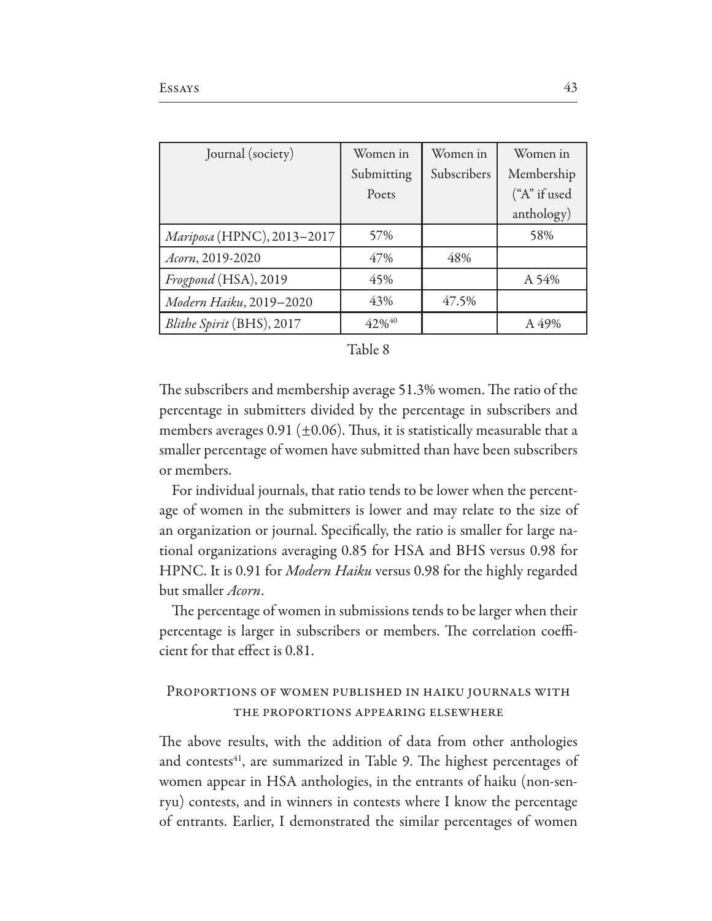| Journal (society) | Women in Submitting Poets | Women in Subscribers | Women in Membership ("A" if used anthology) |
|---|---|---|---|
| *Mariposa* (HPNC), 2013–2017 | 57% | | 58% |
| *Acorn*, 2019-2020 | 47% | 48% | |
| *Frogpond* (HSA), 2019 | 45% | | A 54% |
| *Modern Haiku*, 2019–2020 | 43% | 47.5% | |
| *Blithe Spirit* (BHS), 2017 | 42%[40] | | A 49% |

Table 8

The subscribers and membership average 51.3% women. The ratio of the percentage in submitters divided by the percentage in subscribers and members averages 0.91 (±0.06). Thus, it is statistically measurable that a smaller percentage of women have submitted than have been subscribers or members.

For individual journals, that ratio tends to be lower when the percentage of women in the submitters is lower and may relate to the size of an organization or journal. Specifically, the ratio is smaller for large national organizations averaging 0.85 for HSA and BHS versus 0.98 for HPNC. It is 0.91 for *Modern Haiku* versus 0.98 for the highly regarded but smaller *Acorn*.

The percentage of women in submissions tends to be larger when their percentage is larger in subscribers or members. The correlation coefficient for that effect is 0.81.

## Proportions of women published in haiku journals with the proportions appearing elsewhere

The above results, with the addition of data from other anthologies and contests[41], are summarized in Table 9. The highest percentages of women appear in HSA anthologies, in the entrants of haiku (non-senryu) contests, and in winners in contests where I know the percentage of entrants. Earlier, I demonstrated the similar percentages of women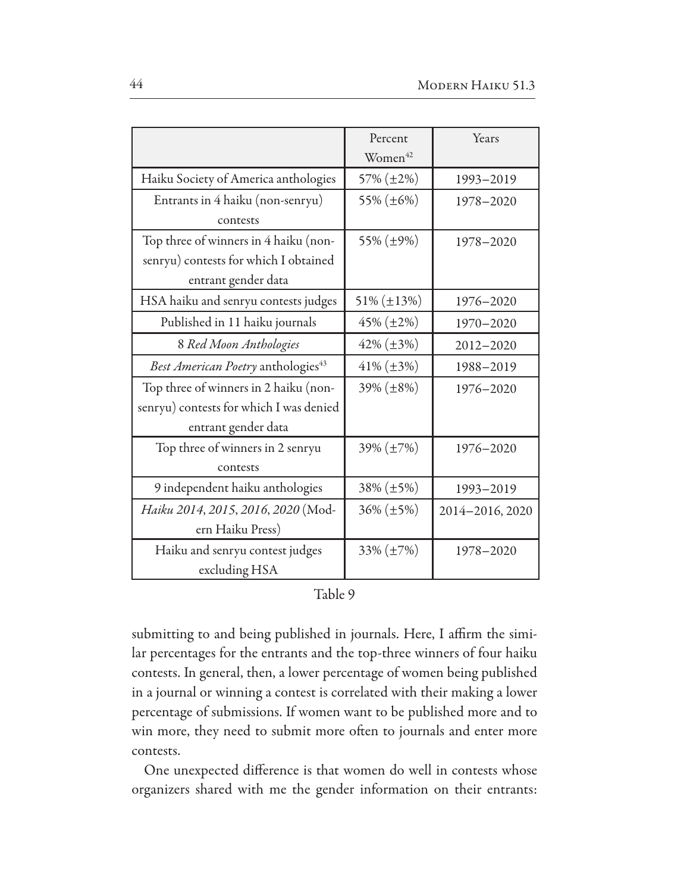| | Percent Women[42] | Years |
|---|---|---|
| Haiku Society of America anthologies | 57% (±2%) | 1993–2019 |
| Entrants in 4 haiku (non-senryu) contests | 55% (±6%) | 1978–2020 |
| Top three of winners in 4 haiku (non-senryu) contests for which I obtained entrant gender data | 55% (±9%) | 1978–2020 |
| HSA haiku and senryu contests judges | 51% (±13%) | 1976–2020 |
| Published in 11 haiku journals | 45% (±2%) | 1970–2020 |
| 8 *Red Moon Anthologies* | 42% (±3%) | 2012–2020 |
| *Best American Poetry* anthologies[43] | 41% (±3%) | 1988–2019 |
| Top three of winners in 2 haiku (non-senryu) contests for which I was denied entrant gender data | 39% (±8%) | 1976–2020 |
| Top three of winners in 2 senryu contests | 39% (±7%) | 1976–2020 |
| 9 independent haiku anthologies | 38% (±5%) | 1993–2019 |
| *Haiku 2014*, *2015*, *2016*, *2020* (Modern Haiku Press) | 36% (±5%) | 2014–2016, 2020 |
| Haiku and senryu contest judges excluding HSA | 33% (±7%) | 1978–2020 |

Table 9

submitting to and being published in journals. Here, I affirm the similar percentages for the entrants and the top-three winners of four haiku contests. In general, then, a lower percentage of women being published in a journal or winning a contest is correlated with their making a lower percentage of submissions. If women want to be published more and to win more, they need to submit more often to journals and enter more contests.

One unexpected difference is that women do well in contests whose organizers shared with me the gender information on their entrants: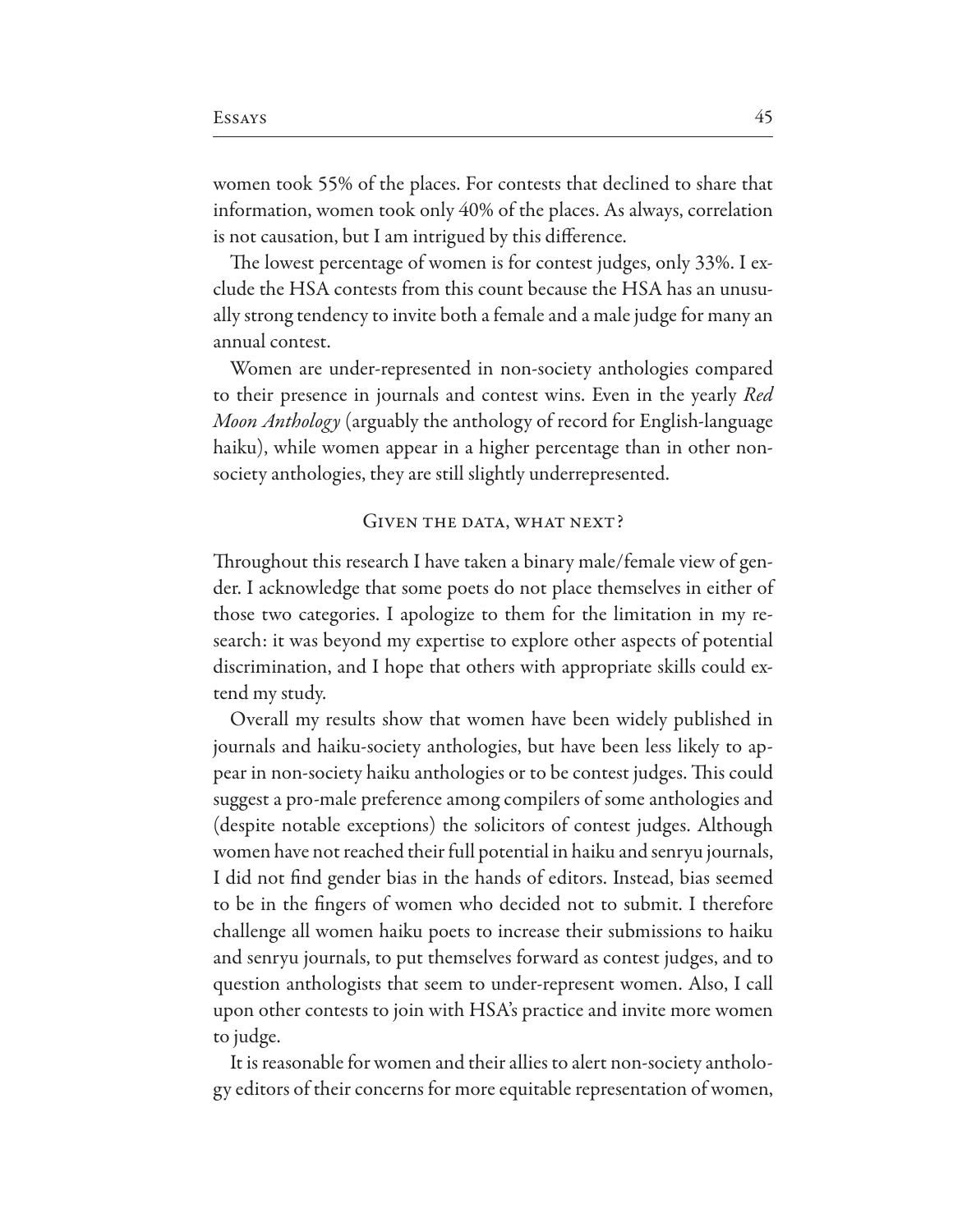women took 55% of the places. For contests that declined to share that information, women took only 40% of the places. As always, correlation is not causation, but I am intrigued by this difference.

The lowest percentage of women is for contest judges, only 33%. I exclude the HSA contests from this count because the HSA has an unusually strong tendency to invite both a female and a male judge for many an annual contest.

Women are under-represented in non-society anthologies compared to their presence in journals and contest wins. Even in the yearly *Red Moon Anthology* (arguably the anthology of record for English-language haiku), while women appear in a higher percentage than in other non-society anthologies, they are still slightly underrepresented.

## Given the data, what next?

Throughout this research I have taken a binary male/female view of gender. I acknowledge that some poets do not place themselves in either of those two categories. I apologize to them for the limitation in my research: it was beyond my expertise to explore other aspects of potential discrimination, and I hope that others with appropriate skills could extend my study.

Overall my results show that women have been widely published in journals and haiku-society anthologies, but have been less likely to appear in non-society haiku anthologies or to be contest judges. This could suggest a pro-male preference among compilers of some anthologies and (despite notable exceptions) the solicitors of contest judges. Although women have not reached their full potential in haiku and senryu journals, I did not find gender bias in the hands of editors. Instead, bias seemed to be in the fingers of women who decided not to submit. I therefore challenge all women haiku poets to increase their submissions to haiku and senryu journals, to put themselves forward as contest judges, and to question anthologists that seem to under-represent women. Also, I call upon other contests to join with HSA's practice and invite more women to judge.

It is reasonable for women and their allies to alert non-society anthology editors of their concerns for more equitable representation of women,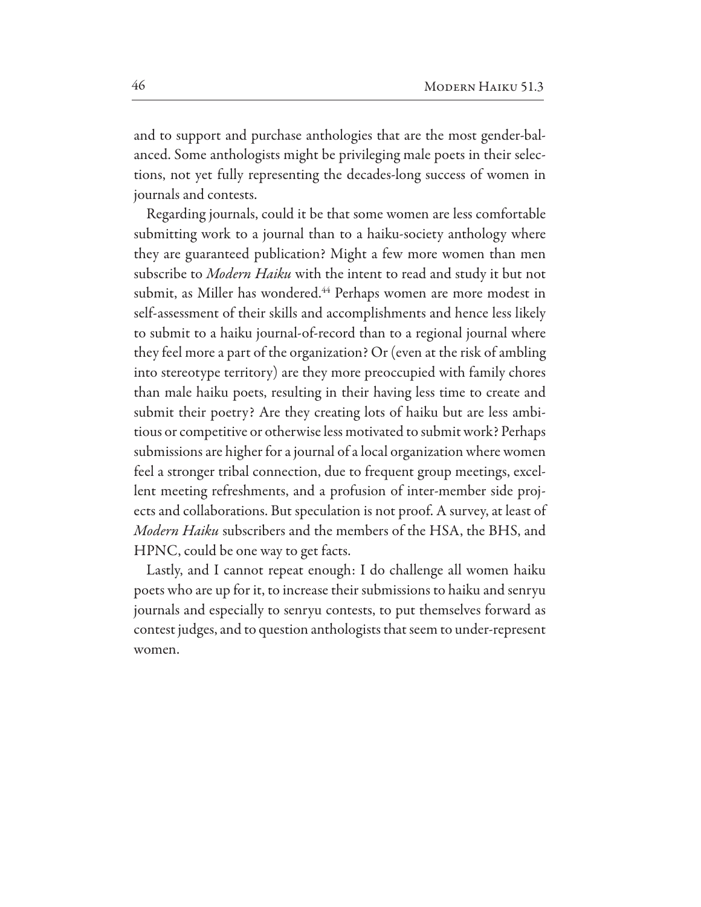and to support and purchase anthologies that are the most gender-balanced. Some anthologists might be privileging male poets in their selections, not yet fully representing the decades-long success of women in journals and contests.

Regarding journals, could it be that some women are less comfortable submitting work to a journal than to a haiku-society anthology where they are guaranteed publication? Might a few more women than men subscribe to *Modern Haiku* with the intent to read and study it but not submit, as Miller has wondered.[44] Perhaps women are more modest in self-assessment of their skills and accomplishments and hence less likely to submit to a haiku journal-of-record than to a regional journal where they feel more a part of the organization? Or (even at the risk of ambling into stereotype territory) are they more preoccupied with family chores than male haiku poets, resulting in their having less time to create and submit their poetry? Are they creating lots of haiku but are less ambitious or competitive or otherwise less motivated to submit work? Perhaps submissions are higher for a journal of a local organization where women feel a stronger tribal connection, due to frequent group meetings, excellent meeting refreshments, and a profusion of inter-member side projects and collaborations. But speculation is not proof. A survey, at least of *Modern Haiku* subscribers and the members of the HSA, the BHS, and HPNC, could be one way to get facts.

Lastly, and I cannot repeat enough: I do challenge all women haiku poets who are up for it, to increase their submissions to haiku and senryu journals and especially to senryu contests, to put themselves forward as contest judges, and to question anthologists that seem to under-represent women.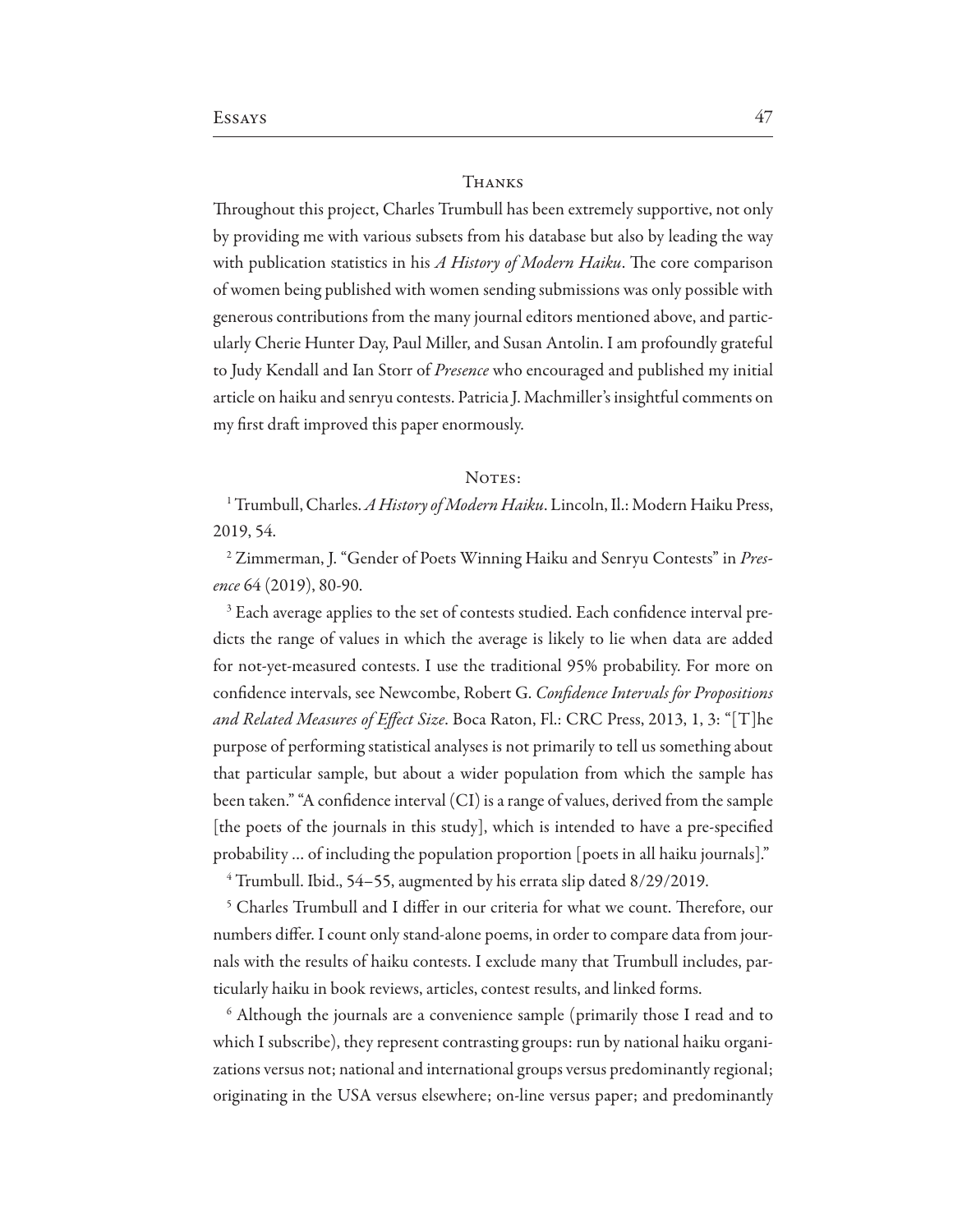## Thanks

Throughout this project, Charles Trumbull has been extremely supportive, not only by providing me with various subsets from his database but also by leading the way with publication statistics in his *A History of Modern Haiku*. The core comparison of women being published with women sending submissions was only possible with generous contributions from the many journal editors mentioned above, and particularly Cherie Hunter Day, Paul Miller, and Susan Antolin. I am profoundly grateful to Judy Kendall and Ian Storr of *Presence* who encouraged and published my initial article on haiku and senryu contests. Patricia J. Machmiller's insightful comments on my first draft improved this paper enormously.

## Notes:

[1] Trumbull, Charles. *A History of Modern Haiku*. Lincoln, Il.: Modern Haiku Press, 2019, 54.

[2] Zimmerman, J. "Gender of Poets Winning Haiku and Senryu Contests" in *Presence* 64 (2019), 80-90.

[3] Each average applies to the set of contests studied. Each confidence interval predicts the range of values in which the average is likely to lie when data are added for not-yet-measured contests. I use the traditional 95% probability. For more on confidence intervals, see Newcombe, Robert G. *Confidence Intervals for Propositions and Related Measures of Effect Size*. Boca Raton, Fl.: CRC Press, 2013, 1, 3: "[T]he purpose of performing statistical analyses is not primarily to tell us something about that particular sample, but about a wider population from which the sample has been taken." "A confidence interval (CI) is a range of values, derived from the sample [the poets of the journals in this study], which is intended to have a pre-specified probability … of including the population proportion [poets in all haiku journals]."

[4] Trumbull. Ibid., 54–55, augmented by his errata slip dated 8/29/2019.

[5] Charles Trumbull and I differ in our criteria for what we count. Therefore, our numbers differ. I count only stand-alone poems, in order to compare data from journals with the results of haiku contests. I exclude many that Trumbull includes, particularly haiku in book reviews, articles, contest results, and linked forms.

[6] Although the journals are a convenience sample (primarily those I read and to which I subscribe), they represent contrasting groups: run by national haiku organizations versus not; national and international groups versus predominantly regional; originating in the USA versus elsewhere; on-line versus paper; and predominantly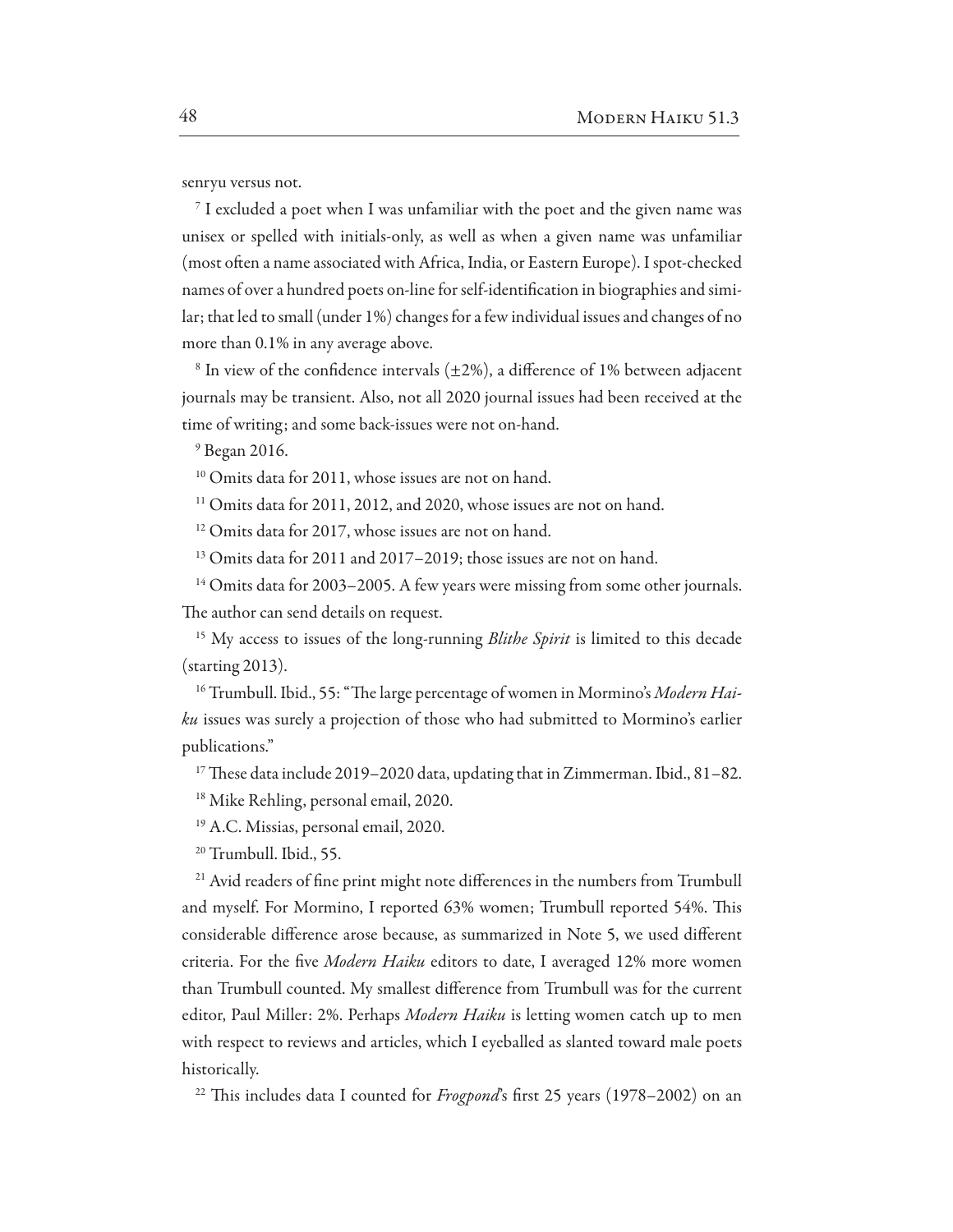senryu versus not.

[7] I excluded a poet when I was unfamiliar with the poet and the given name was unisex or spelled with initials-only, as well as when a given name was unfamiliar (most often a name associated with Africa, India, or Eastern Europe). I spot-checked names of over a hundred poets on-line for self-identification in biographies and similar; that led to small (under 1%) changes for a few individual issues and changes of no more than 0.1% in any average above.

[8] In view of the confidence intervals (±2%), a difference of 1% between adjacent journals may be transient. Also, not all 2020 journal issues had been received at the time of writing; and some back-issues were not on-hand.

[9] Began 2016.

[10] Omits data for 2011, whose issues are not on hand.

[11] Omits data for 2011, 2012, and 2020, whose issues are not on hand.

[12] Omits data for 2017, whose issues are not on hand.

[13] Omits data for 2011 and 2017–2019; those issues are not on hand.

[14] Omits data for 2003–2005. A few years were missing from some other journals. The author can send details on request.

[15] My access to issues of the long-running *Blithe Spirit* is limited to this decade (starting 2013).

[16] Trumbull. Ibid., 55: "The large percentage of women in Mormino's *Modern Haiku* issues was surely a projection of those who had submitted to Mormino's earlier publications."

[17] These data include 2019–2020 data, updating that in Zimmerman. Ibid., 81–82.

[18] Mike Rehling, personal email, 2020.

[19] A.C. Missias, personal email, 2020.

[20] Trumbull. Ibid., 55.

[21] Avid readers of fine print might note differences in the numbers from Trumbull and myself. For Mormino, I reported 63% women; Trumbull reported 54%. This considerable difference arose because, as summarized in Note 5, we used different criteria. For the five *Modern Haiku* editors to date, I averaged 12% more women than Trumbull counted. My smallest difference from Trumbull was for the current editor, Paul Miller: 2%. Perhaps *Modern Haiku* is letting women catch up to men with respect to reviews and articles, which I eyeballed as slanted toward male poets historically.

[22] This includes data I counted for *Frogpond*'s first 25 years (1978–2002) on an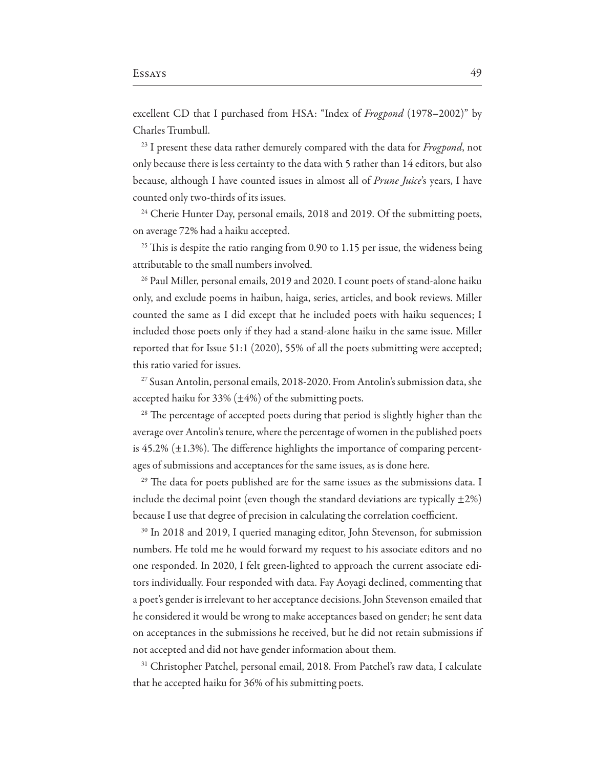excellent CD that I purchased from HSA: "Index of *Frogpond* (1978–2002)" by Charles Trumbull.

[23] I present these data rather demurely compared with the data for *Frogpond*, not only because there is less certainty to the data with 5 rather than 14 editors, but also because, although I have counted issues in almost all of *Prune Juice*'s years, I have counted only two-thirds of its issues.

[24] Cherie Hunter Day, personal emails, 2018 and 2019. Of the submitting poets, on average 72% had a haiku accepted.

[25] This is despite the ratio ranging from 0.90 to 1.15 per issue, the wideness being attributable to the small numbers involved.

[26] Paul Miller, personal emails, 2019 and 2020. I count poets of stand-alone haiku only, and exclude poems in haibun, haiga, series, articles, and book reviews. Miller counted the same as I did except that he included poets with haiku sequences; I included those poets only if they had a stand-alone haiku in the same issue. Miller reported that for Issue 51:1 (2020), 55% of all the poets submitting were accepted; this ratio varied for issues.

[27] Susan Antolin, personal emails, 2018-2020. From Antolin's submission data, she accepted haiku for 33% (±4%) of the submitting poets.

[28] The percentage of accepted poets during that period is slightly higher than the average over Antolin's tenure, where the percentage of women in the published poets is 45.2% (±1.3%). The difference highlights the importance of comparing percentages of submissions and acceptances for the same issues, as is done here.

[29] The data for poets published are for the same issues as the submissions data. I include the decimal point (even though the standard deviations are typically ±2%) because I use that degree of precision in calculating the correlation coefficient.

[30] In 2018 and 2019, I queried managing editor, John Stevenson, for submission numbers. He told me he would forward my request to his associate editors and no one responded. In 2020, I felt green-lighted to approach the current associate editors individually. Four responded with data. Fay Aoyagi declined, commenting that a poet's gender is irrelevant to her acceptance decisions. John Stevenson emailed that he considered it would be wrong to make acceptances based on gender; he sent data on acceptances in the submissions he received, but he did not retain submissions if not accepted and did not have gender information about them.

[31] Christopher Patchel, personal email, 2018. From Patchel's raw data, I calculate that he accepted haiku for 36% of his submitting poets.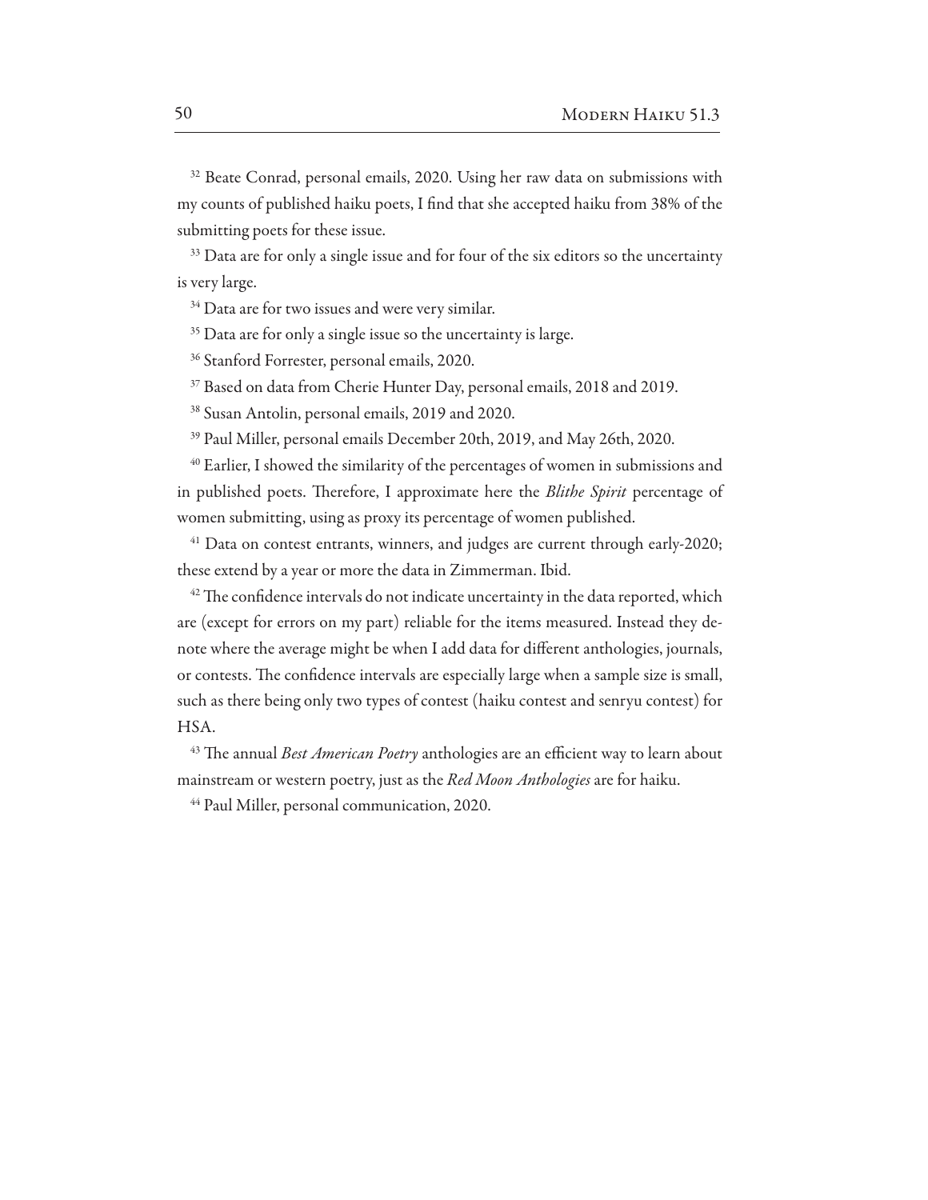[32] Beate Conrad, personal emails, 2020. Using her raw data on submissions with my counts of published haiku poets, I find that she accepted haiku from 38% of the submitting poets for these issue.

[33] Data are for only a single issue and for four of the six editors so the uncertainty is very large.

[34] Data are for two issues and were very similar.

[35] Data are for only a single issue so the uncertainty is large.

[36] Stanford Forrester, personal emails, 2020.

[37] Based on data from Cherie Hunter Day, personal emails, 2018 and 2019.

[38] Susan Antolin, personal emails, 2019 and 2020.

[39] Paul Miller, personal emails December 20th, 2019, and May 26th, 2020.

[40] Earlier, I showed the similarity of the percentages of women in submissions and in published poets. Therefore, I approximate here the *Blithe Spirit* percentage of women submitting, using as proxy its percentage of women published.

[41] Data on contest entrants, winners, and judges are current through early-2020; these extend by a year or more the data in Zimmerman. Ibid.

[42] The confidence intervals do not indicate uncertainty in the data reported, which are (except for errors on my part) reliable for the items measured. Instead they denote where the average might be when I add data for different anthologies, journals, or contests. The confidence intervals are especially large when a sample size is small, such as there being only two types of contest (haiku contest and senryu contest) for HSA.

[43] The annual *Best American Poetry* anthologies are an efficient way to learn about mainstream or western poetry, just as the *Red Moon Anthologies* are for haiku.

[44] Paul Miller, personal communication, 2020.